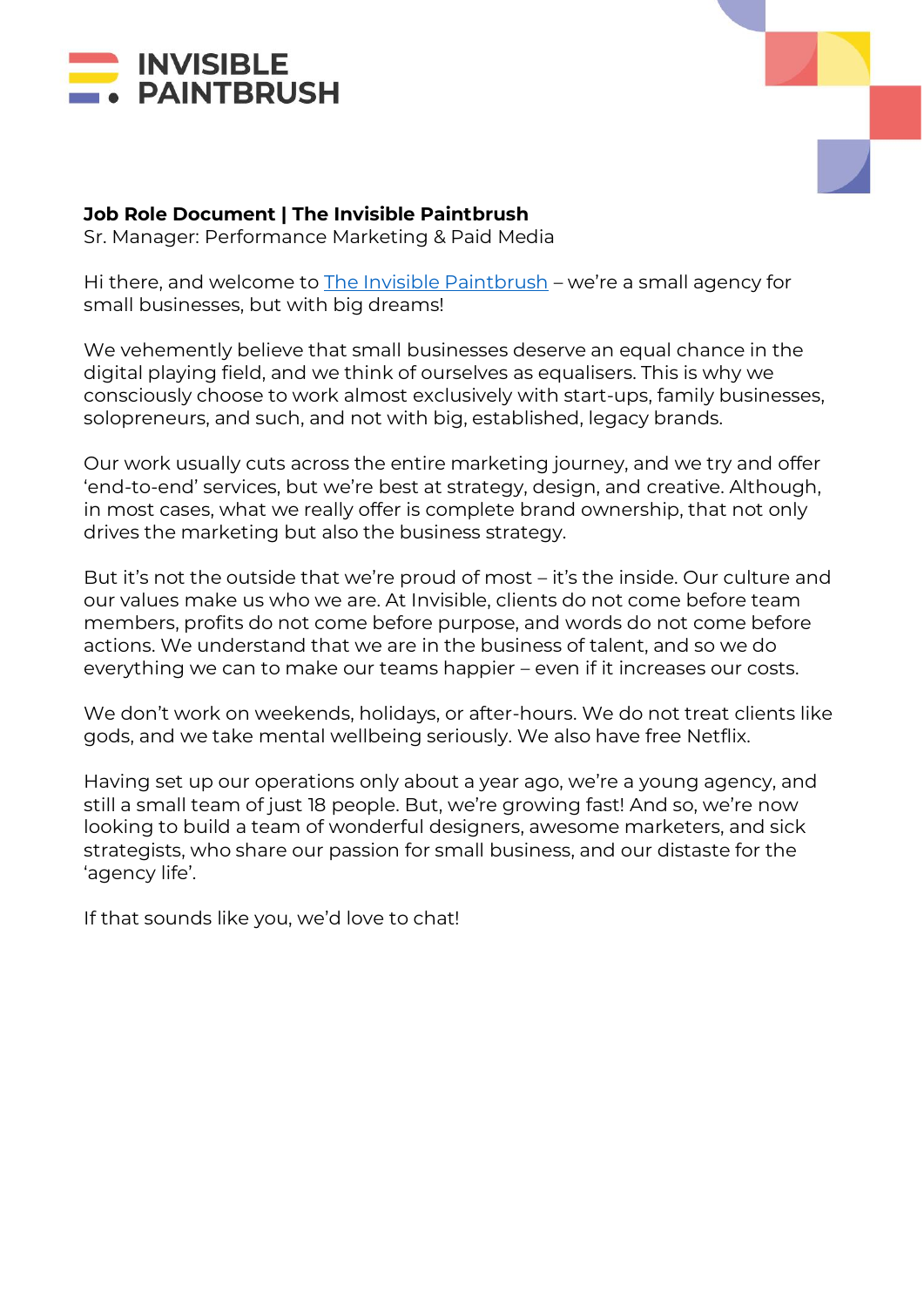**INVISIBLE PAINTBRUSH**

**Job Role Document | The Invisible Paintbrush**
Sr. Manager: Performance Marketing & Paid Media

Hi there, and welcome to The Invisible Paintbrush – we're a small agency for small businesses, but with big dreams!

We vehemently believe that small businesses deserve an equal chance in the digital playing field, and we think of ourselves as equalisers. This is why we consciously choose to work almost exclusively with start-ups, family businesses, solopreneurs, and such, and not with big, established, legacy brands.

Our work usually cuts across the entire marketing journey, and we try and offer 'end-to-end' services, but we're best at strategy, design, and creative. Although, in most cases, what we really offer is complete brand ownership, that not only drives the marketing but also the business strategy.

But it's not the outside that we're proud of most – it's the inside. Our culture and our values make us who we are. At Invisible, clients do not come before team members, profits do not come before purpose, and words do not come before actions. We understand that we are in the business of talent, and so we do everything we can to make our teams happier – even if it increases our costs.

We don't work on weekends, holidays, or after-hours. We do not treat clients like gods, and we take mental wellbeing seriously. We also have free Netflix.

Having set up our operations only about a year ago, we're a young agency, and still a small team of just 18 people. But, we're growing fast! And so, we're now looking to build a team of wonderful designers, awesome marketers, and sick strategists, who share our passion for small business, and our distaste for the 'agency life'.

If that sounds like you, we'd love to chat!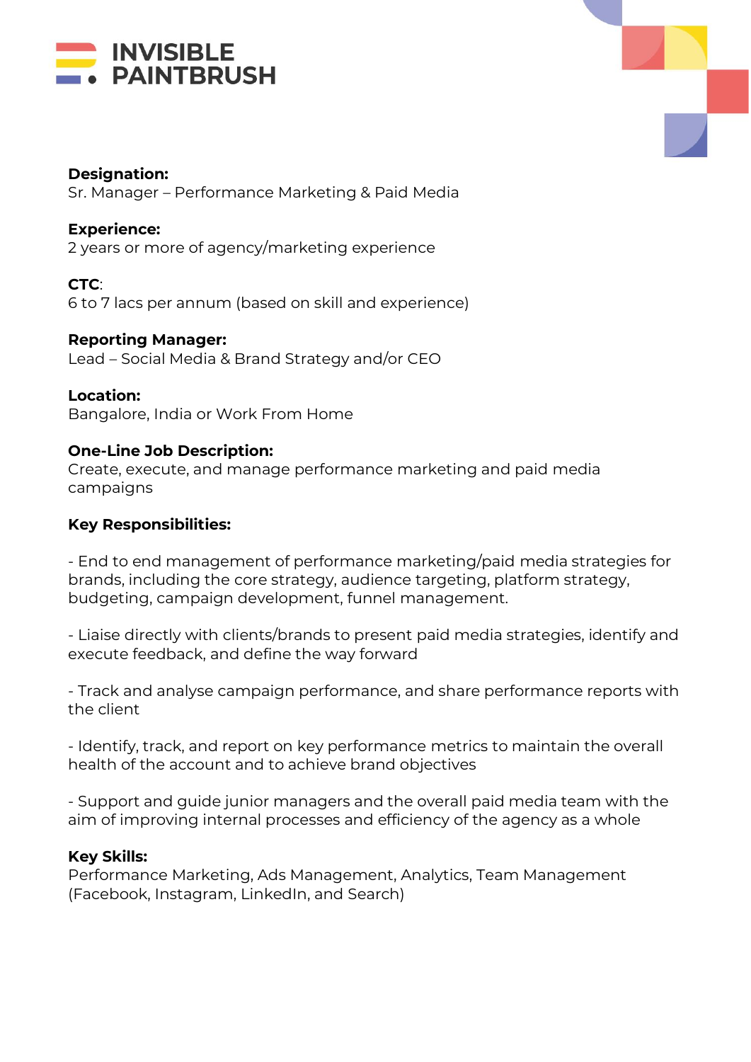INVISIBLE PAINTBRUSH

**Designation:**
Sr. Manager – Performance Marketing & Paid Media

**Experience:**
2 years or more of agency/marketing experience

**CTC**:
6 to 7 lacs per annum (based on skill and experience)

**Reporting Manager:**
Lead – Social Media & Brand Strategy and/or CEO

**Location:**
Bangalore, India or Work From Home

**One-Line Job Description:**
Create, execute, and manage performance marketing and paid media campaigns

**Key Responsibilities:**

- End to end management of performance marketing/paid media strategies for brands, including the core strategy, audience targeting, platform strategy, budgeting, campaign development, funnel management.

- Liaise directly with clients/brands to present paid media strategies, identify and execute feedback, and define the way forward

- Track and analyse campaign performance, and share performance reports with the client

- Identify, track, and report on key performance metrics to maintain the overall health of the account and to achieve brand objectives

- Support and guide junior managers and the overall paid media team with the aim of improving internal processes and efficiency of the agency as a whole

**Key Skills:**
Performance Marketing, Ads Management, Analytics, Team Management (Facebook, Instagram, LinkedIn, and Search)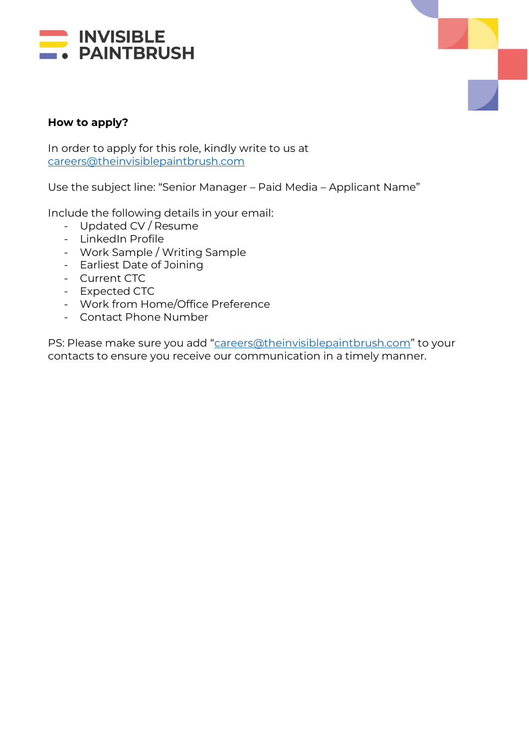INVISIBLE PAINTBRUSH

**How to apply?**

In order to apply for this role, kindly write to us at careers@theinvisiblepaintbrush.com

Use the subject line: "Senior Manager – Paid Media – Applicant Name"

Include the following details in your email:

- Updated CV / Resume
- LinkedIn Profile
- Work Sample / Writing Sample
- Earliest Date of Joining
- Current CTC
- Expected CTC
- Work from Home/Office Preference
- Contact Phone Number

PS: Please make sure you add "careers@theinvisiblepaintbrush.com" to your contacts to ensure you receive our communication in a timely manner.